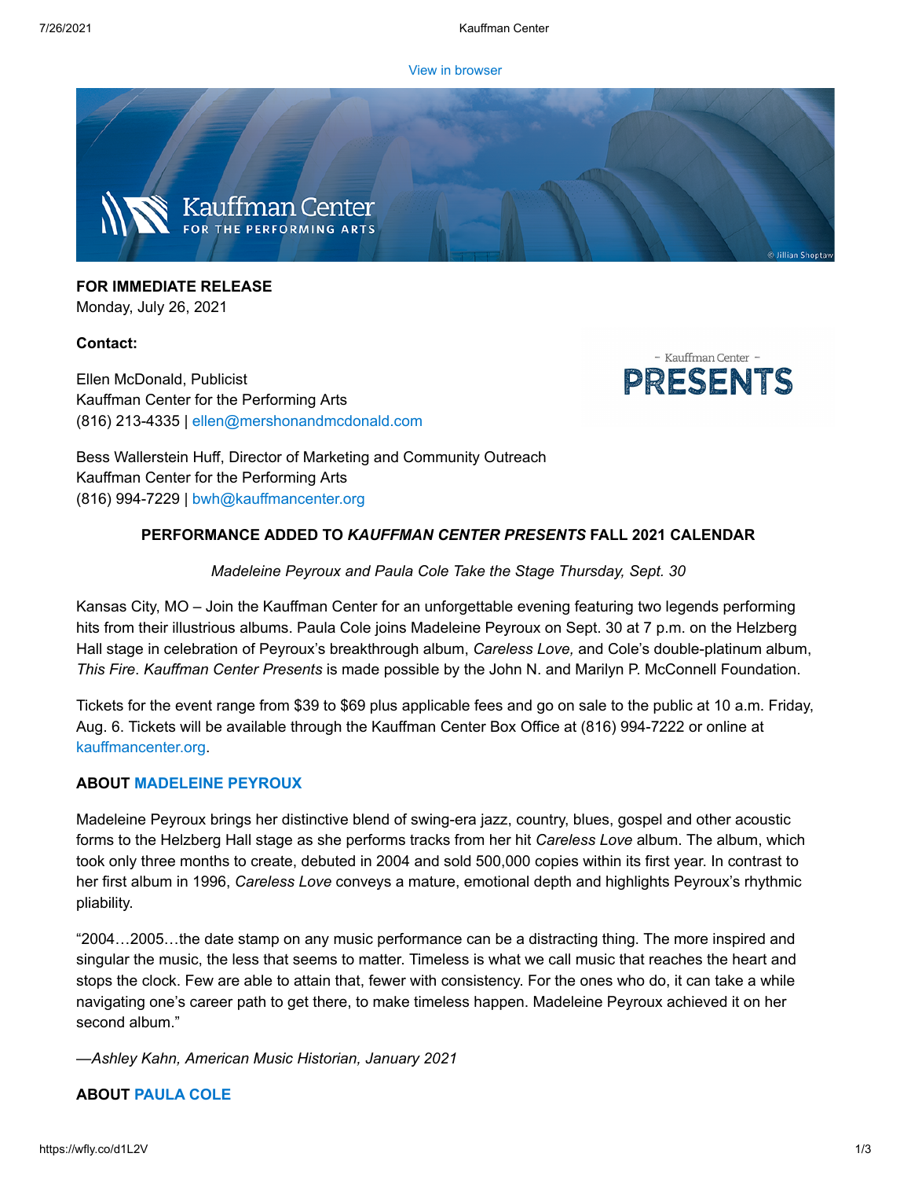View in browser

**FOR IMMEDIATE RELEASE**
Monday, July 26, 2021

**Contact:**

Ellen McDonald, Publicist
Kauffman Center for the Performing Arts
(816) 213-4335 | ellen@mershonandmcdonald.com

Bess Wallerstein Huff, Director of Marketing and Community Outreach
Kauffman Center for the Performing Arts
(816) 994-7229 | bwh@kauffmancenter.org

**PERFORMANCE ADDED TO *KAUFFMAN CENTER PRESENTS* FALL 2021 CALENDAR**

*Madeleine Peyroux and Paula Cole Take the Stage Thursday, Sept. 30*

Kansas City, MO – Join the Kauffman Center for an unforgettable evening featuring two legends performing hits from their illustrious albums. Paula Cole joins Madeleine Peyroux on Sept. 30 at 7 p.m. on the Helzberg Hall stage in celebration of Peyroux's breakthrough album, *Careless Love,* and Cole's double-platinum album, *This Fire*. *Kauffman Center Presents* is made possible by the John N. and Marilyn P. McConnell Foundation.

Tickets for the event range from $39 to $69 plus applicable fees and go on sale to the public at 10 a.m. Friday, Aug. 6. Tickets will be available through the Kauffman Center Box Office at (816) 994-7222 or online at kauffmancenter.org.

**ABOUT MADELEINE PEYROUX**

Madeleine Peyroux brings her distinctive blend of swing-era jazz, country, blues, gospel and other acoustic forms to the Helzberg Hall stage as she performs tracks from her hit *Careless Love* album. The album, which took only three months to create, debuted in 2004 and sold 500,000 copies within its first year. In contrast to her first album in 1996, *Careless Love* conveys a mature, emotional depth and highlights Peyroux's rhythmic pliability.

"2004…2005…the date stamp on any music performance can be a distracting thing. The more inspired and singular the music, the less that seems to matter. Timeless is what we call music that reaches the heart and stops the clock. Few are able to attain that, fewer with consistency. For the ones who do, it can take a while navigating one's career path to get there, to make timeless happen. Madeleine Peyroux achieved it on her second album."

—*Ashley Kahn, American Music Historian, January 2021*

**ABOUT PAULA COLE**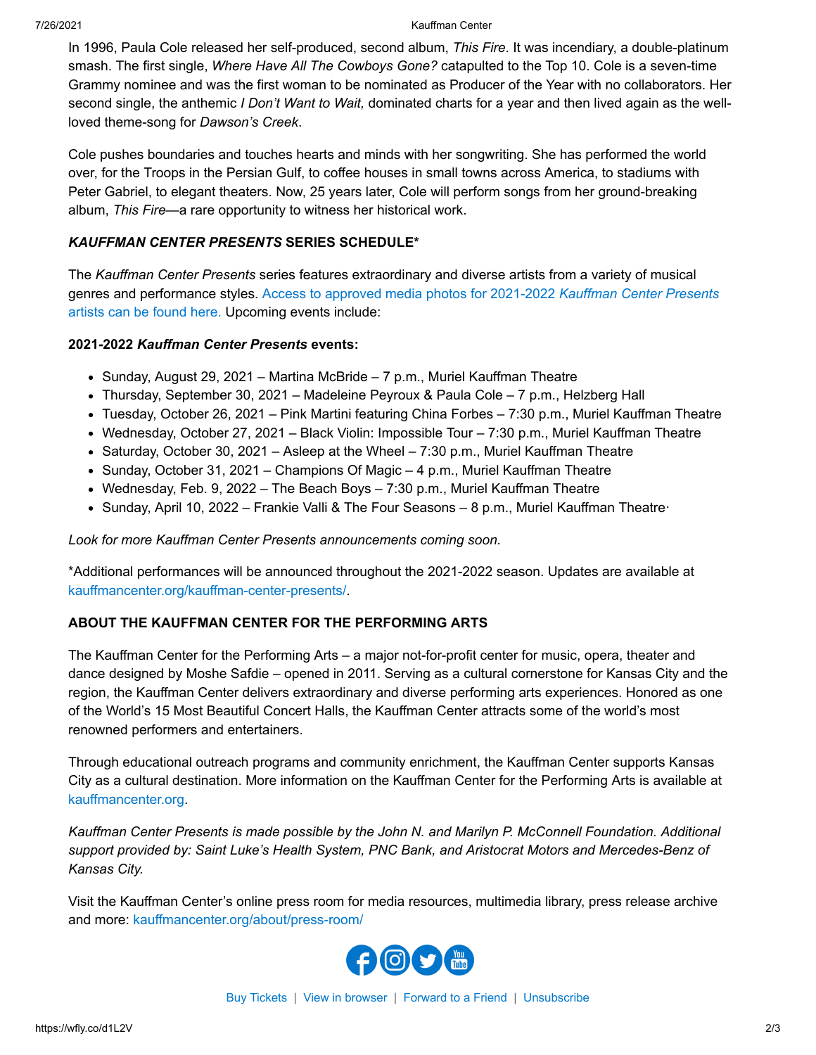In 1996, Paula Cole released her self-produced, second album, *This Fire*. It was incendiary, a double-platinum smash. The first single, *Where Have All The Cowboys Gone?* catapulted to the Top 10. Cole is a seven-time Grammy nominee and was the first woman to be nominated as Producer of the Year with no collaborators. Her second single, the anthemic *I Don't Want to Wait,* dominated charts for a year and then lived again as the well-loved theme-song for *Dawson's Creek*.

Cole pushes boundaries and touches hearts and minds with her songwriting. She has performed the world over, for the Troops in the Persian Gulf, to coffee houses in small towns across America, to stadiums with Peter Gabriel, to elegant theaters. Now, 25 years later, Cole will perform songs from her ground-breaking album, *This Fire*—a rare opportunity to witness her historical work.

### *KAUFFMAN CENTER PRESENTS* SERIES SCHEDULE*

The *Kauffman Center Presents* series features extraordinary and diverse artists from a variety of musical genres and performance styles. Access to approved media photos for 2021-2022 *Kauffman Center Presents* artists can be found here. Upcoming events include:

**2021-2022 *Kauffman Center Presents* events:**

- Sunday, August 29, 2021 – Martina McBride – 7 p.m., Muriel Kauffman Theatre
- Thursday, September 30, 2021 – Madeleine Peyroux & Paula Cole – 7 p.m., Helzberg Hall
- Tuesday, October 26, 2021 – Pink Martini featuring China Forbes – 7:30 p.m., Muriel Kauffman Theatre
- Wednesday, October 27, 2021 – Black Violin: Impossible Tour – 7:30 p.m., Muriel Kauffman Theatre
- Saturday, October 30, 2021 – Asleep at the Wheel – 7:30 p.m., Muriel Kauffman Theatre
- Sunday, October 31, 2021 – Champions Of Magic – 4 p.m., Muriel Kauffman Theatre
- Wednesday, Feb. 9, 2022 – The Beach Boys – 7:30 p.m., Muriel Kauffman Theatre
- Sunday, April 10, 2022 – Frankie Valli & The Four Seasons – 8 p.m., Muriel Kauffman Theatre·

*Look for more Kauffman Center Presents announcements coming soon.*

*Additional performances will be announced throughout the 2021-2022 season. Updates are available at kauffmancenter.org/kauffman-center-presents/.

### ABOUT THE KAUFFMAN CENTER FOR THE PERFORMING ARTS

The Kauffman Center for the Performing Arts – a major not-for-profit center for music, opera, theater and dance designed by Moshe Safdie – opened in 2011. Serving as a cultural cornerstone for Kansas City and the region, the Kauffman Center delivers extraordinary and diverse performing arts experiences. Honored as one of the World's 15 Most Beautiful Concert Halls, the Kauffman Center attracts some of the world's most renowned performers and entertainers.

Through educational outreach programs and community enrichment, the Kauffman Center supports Kansas City as a cultural destination. More information on the Kauffman Center for the Performing Arts is available at kauffmancenter.org.

*Kauffman Center Presents is made possible by the John N. and Marilyn P. McConnell Foundation. Additional support provided by: Saint Luke's Health System, PNC Bank, and Aristocrat Motors and Mercedes-Benz of Kansas City.*

Visit the Kauffman Center's online press room for media resources, multimedia library, press release archive and more: kauffmancenter.org/about/press-room/

Buy Tickets | View in browser | Forward to a Friend | Unsubscribe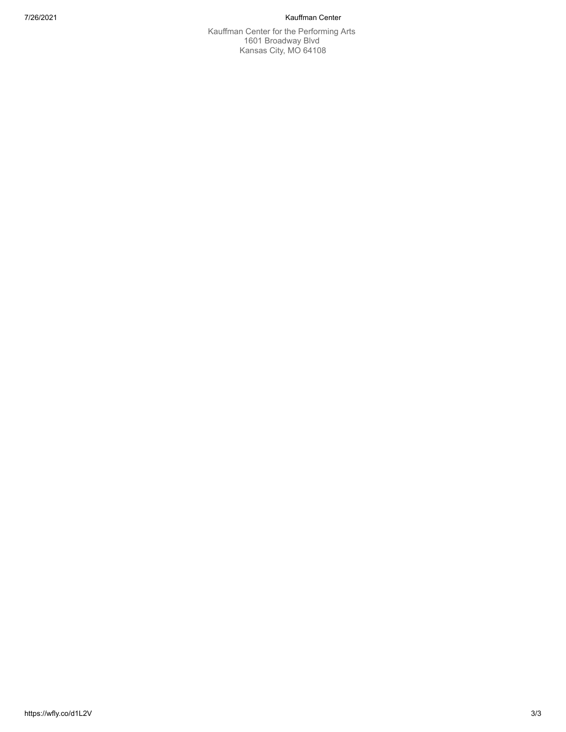Kauffman Center for the Performing Arts
1601 Broadway Blvd
Kansas City, MO 64108